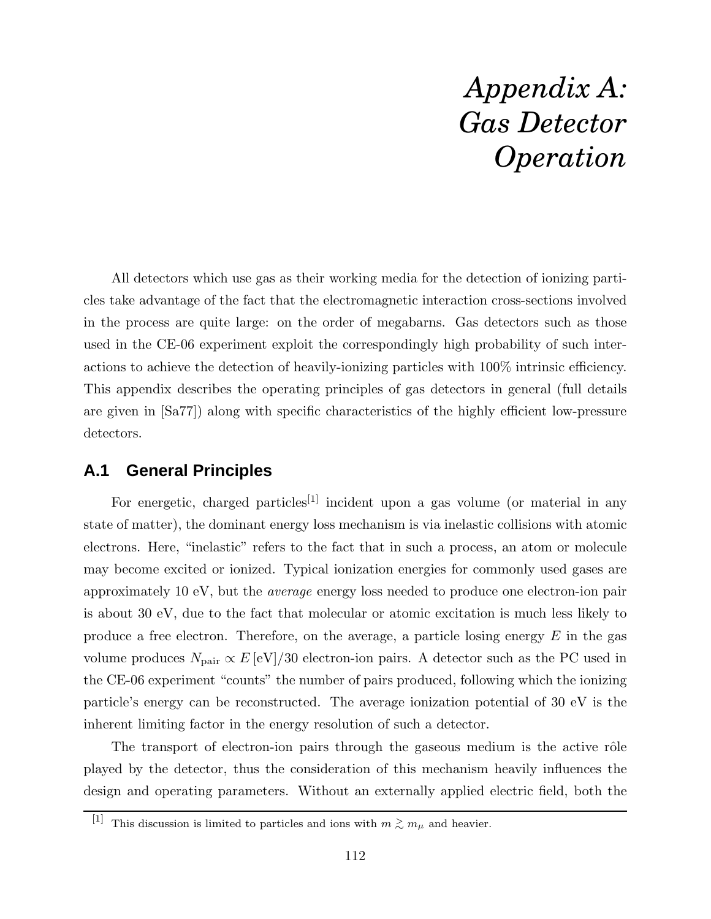# *Appendix A: Gas Detector Operation*

All detectors which use gas as their working media for the detection of ionizing particles take advantage of the fact that the electromagnetic interaction cross-sections involved in the process are quite large: on the order of megabarns. Gas detectors such as those used in the CE-06 experiment exploit the correspondingly high probability of such interactions to achieve the detection of heavily-ionizing particles with 100% intrinsic efficiency. This appendix describes the operating principles of gas detectors in general (full details are given in [Sa77]) along with specific characteristics of the highly efficient low-pressure detectors.

## A.1 General Principles

For energetic, charged particles[1] incident upon a gas volume (or material in any state of matter), the dominant energy loss mechanism is via inelastic collisions with atomic electrons. Here, "inelastic" refers to the fact that in such a process, an atom or molecule may become excited or ionized. Typical ionization energies for commonly used gases are approximately 10 eV, but the *average* energy loss needed to produce one electron-ion pair is about 30 eV, due to the fact that molecular or atomic excitation is much less likely to produce a free electron. Therefore, on the average, a particle losing energy $E$ in the gas volume produces $N_{\rm pair} \propto E\,[\rm eV]/30$ electron-ion pairs. A detector such as the PC used in the CE-06 experiment "counts" the number of pairs produced, following which the ionizing particle's energy can be reconstructed. The average ionization potential of 30 eV is the inherent limiting factor in the energy resolution of such a detector.

The transport of electron-ion pairs through the gaseous medium is the active rôle played by the detector, thus the consideration of this mechanism heavily influences the design and operating parameters. Without an externally applied electric field, both the

[1] This discussion is limited to particles and ions with $m \gtrsim m_\mu$ and heavier.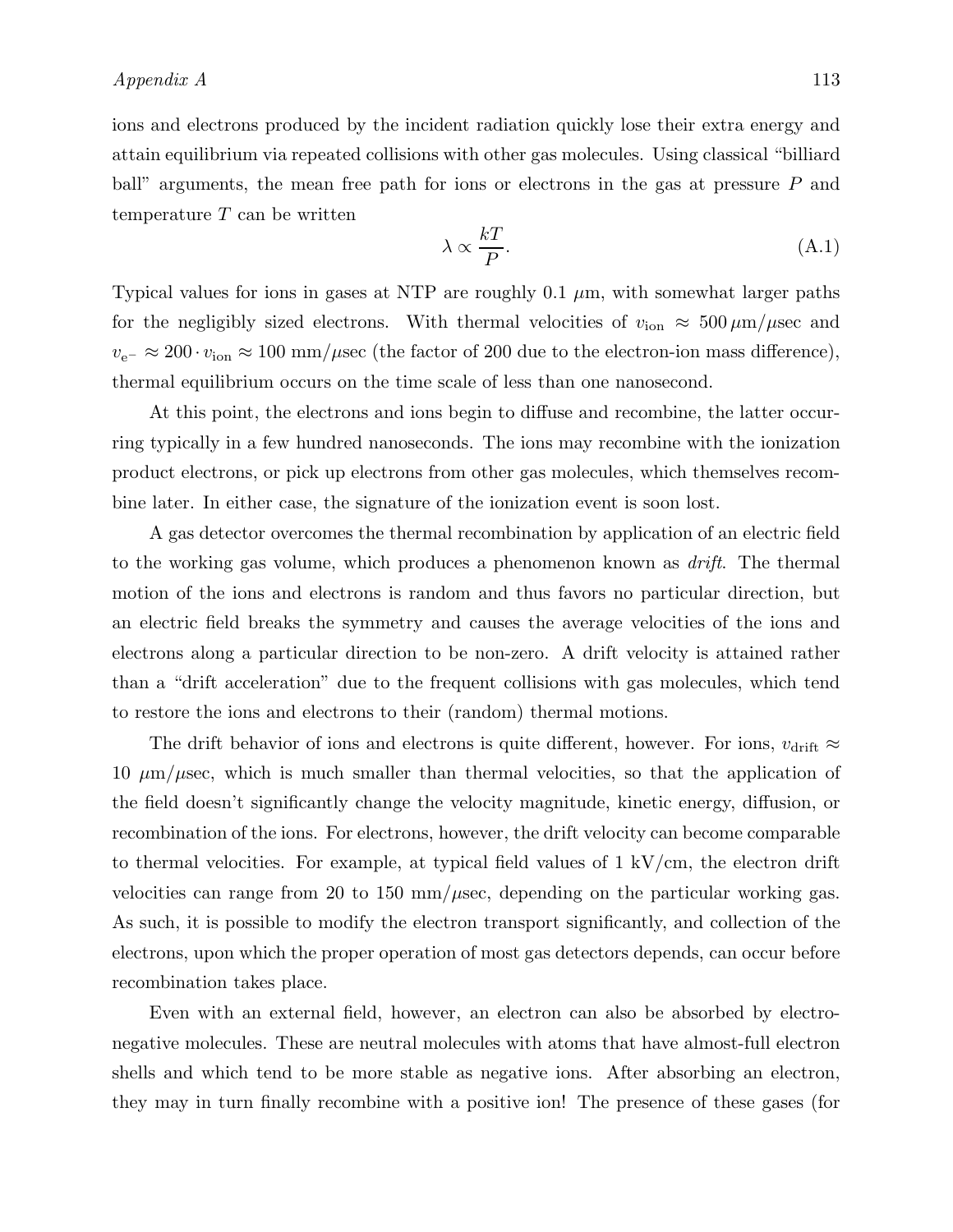ions and electrons produced by the incident radiation quickly lose their extra energy and attain equilibrium via repeated collisions with other gas molecules. Using classical "billiard ball" arguments, the mean free path for ions or electrons in the gas at pressure $P$ and temperature $T$ can be written

$$\lambda \propto \frac{kT}{P}. \tag{A.1}$$

Typical values for ions in gases at NTP are roughly 0.1 $\mu$m, with somewhat larger paths for the negligibly sized electrons. With thermal velocities of $v_{\text{ion}} \approx 500\,\mu\text{m}/\mu\text{sec}$ and $v_{\text{e}^-} \approx 200 \cdot v_{\text{ion}} \approx 100$ mm/$\mu$sec (the factor of 200 due to the electron-ion mass difference), thermal equilibrium occurs on the time scale of less than one nanosecond.

At this point, the electrons and ions begin to diffuse and recombine, the latter occurring typically in a few hundred nanoseconds. The ions may recombine with the ionization product electrons, or pick up electrons from other gas molecules, which themselves recombine later. In either case, the signature of the ionization event is soon lost.

A gas detector overcomes the thermal recombination by application of an electric field to the working gas volume, which produces a phenomenon known as *drift*. The thermal motion of the ions and electrons is random and thus favors no particular direction, but an electric field breaks the symmetry and causes the average velocities of the ions and electrons along a particular direction to be non-zero. A drift velocity is attained rather than a "drift acceleration" due to the frequent collisions with gas molecules, which tend to restore the ions and electrons to their (random) thermal motions.

The drift behavior of ions and electrons is quite different, however. For ions, $v_{\text{drift}} \approx$ 10 $\mu$m/$\mu$sec, which is much smaller than thermal velocities, so that the application of the field doesn't significantly change the velocity magnitude, kinetic energy, diffusion, or recombination of the ions. For electrons, however, the drift velocity can become comparable to thermal velocities. For example, at typical field values of 1 kV/cm, the electron drift velocities can range from 20 to 150 mm/$\mu$sec, depending on the particular working gas. As such, it is possible to modify the electron transport significantly, and collection of the electrons, upon which the proper operation of most gas detectors depends, can occur before recombination takes place.

Even with an external field, however, an electron can also be absorbed by electronegative molecules. These are neutral molecules with atoms that have almost-full electron shells and which tend to be more stable as negative ions. After absorbing an electron, they may in turn finally recombine with a positive ion! The presence of these gases (for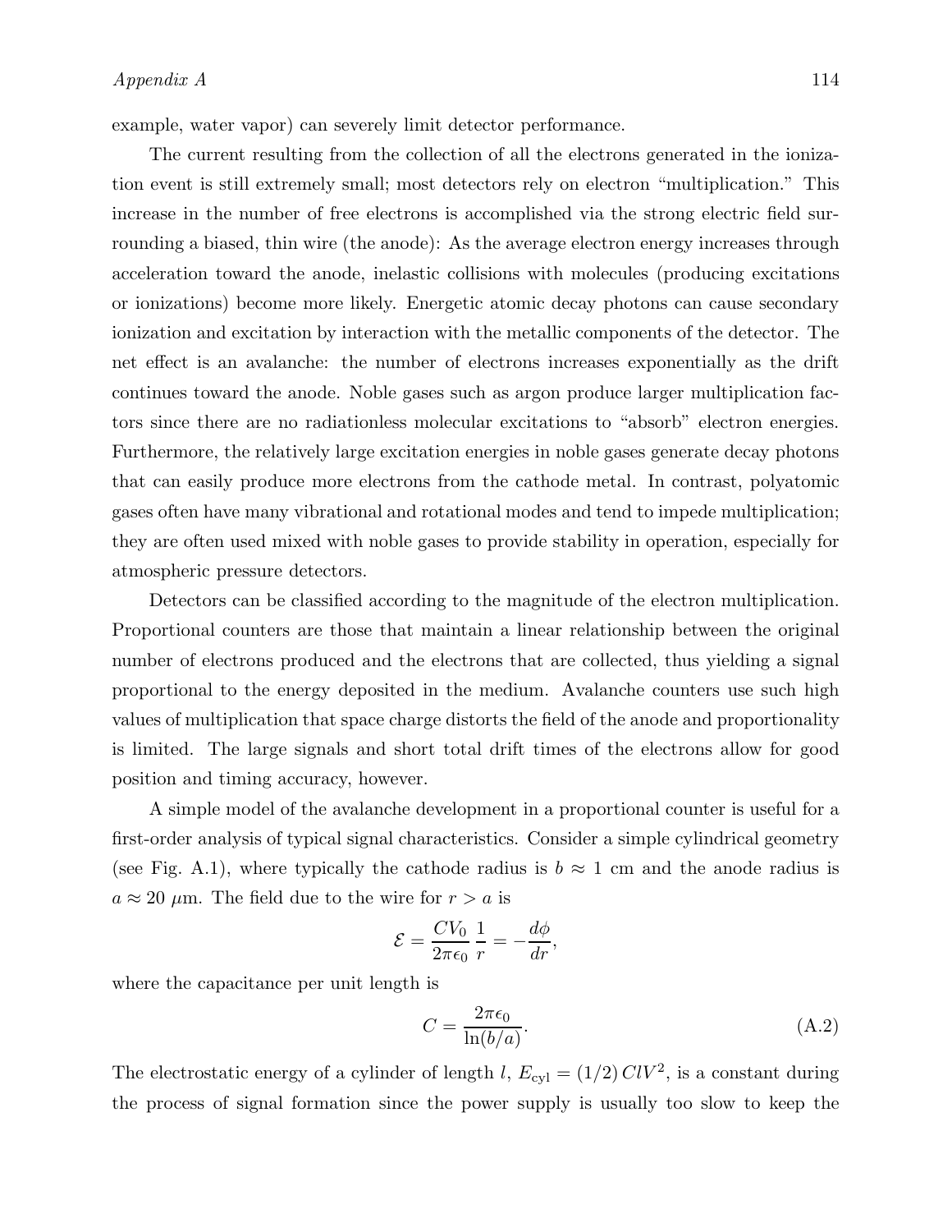example, water vapor) can severely limit detector performance.

The current resulting from the collection of all the electrons generated in the ionization event is still extremely small; most detectors rely on electron "multiplication." This increase in the number of free electrons is accomplished via the strong electric field surrounding a biased, thin wire (the anode): As the average electron energy increases through acceleration toward the anode, inelastic collisions with molecules (producing excitations or ionizations) become more likely. Energetic atomic decay photons can cause secondary ionization and excitation by interaction with the metallic components of the detector. The net effect is an avalanche: the number of electrons increases exponentially as the drift continues toward the anode. Noble gases such as argon produce larger multiplication factors since there are no radiationless molecular excitations to "absorb" electron energies. Furthermore, the relatively large excitation energies in noble gases generate decay photons that can easily produce more electrons from the cathode metal. In contrast, polyatomic gases often have many vibrational and rotational modes and tend to impede multiplication; they are often used mixed with noble gases to provide stability in operation, especially for atmospheric pressure detectors.

Detectors can be classified according to the magnitude of the electron multiplication. Proportional counters are those that maintain a linear relationship between the original number of electrons produced and the electrons that are collected, thus yielding a signal proportional to the energy deposited in the medium. Avalanche counters use such high values of multiplication that space charge distorts the field of the anode and proportionality is limited. The large signals and short total drift times of the electrons allow for good position and timing accuracy, however.

A simple model of the avalanche development in a proportional counter is useful for a first-order analysis of typical signal characteristics. Consider a simple cylindrical geometry (see Fig. A.1), where typically the cathode radius is $b \approx 1$ cm and the anode radius is $a \approx 20$ $\mu$m. The field due to the wire for $r > a$ is

$$\mathcal{E} = \frac{CV_0}{2\pi\epsilon_0}\,\frac{1}{r} = -\frac{d\phi}{dr},$$

where the capacitance per unit length is

$$C = \frac{2\pi\epsilon_0}{\ln(b/a)}. \tag{A.2}$$

The electrostatic energy of a cylinder of length $l$, $E_{\text{cyl}} = (1/2)\,ClV^2$, is a constant during the process of signal formation since the power supply is usually too slow to keep the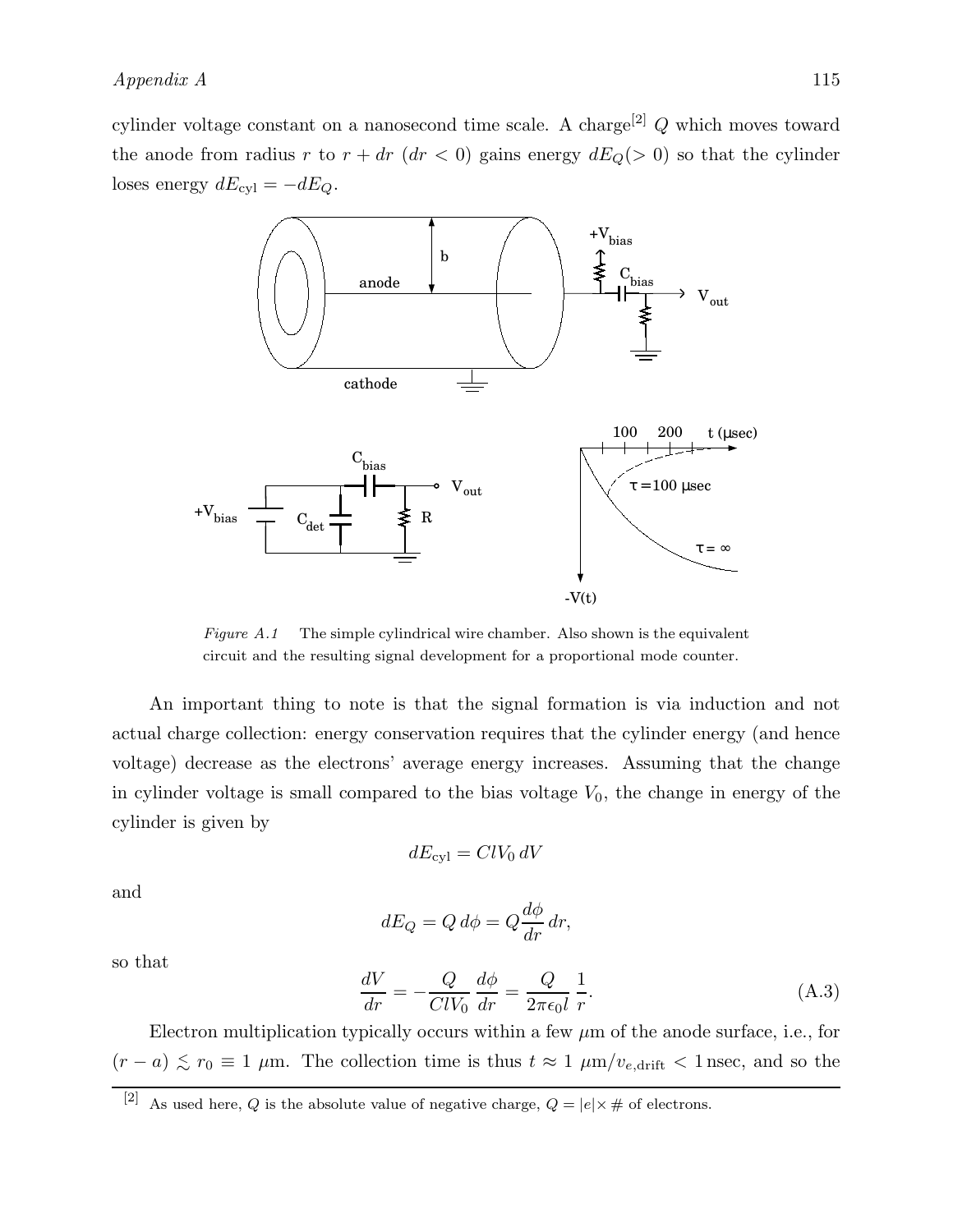cylinder voltage constant on a nanosecond time scale. A charge[2] $Q$ which moves toward the anode from radius $r$ to $r + dr$ ($dr < 0$) gains energy $dE_Q (> 0)$ so that the cylinder loses energy $dE_{\rm cyl} = -dE_Q$.

*Figure A.1* The simple cylindrical wire chamber. Also shown is the equivalent circuit and the resulting signal development for a proportional mode counter.

An important thing to note is that the signal formation is via induction and not actual charge collection: energy conservation requires that the cylinder energy (and hence voltage) decrease as the electrons' average energy increases. Assuming that the change in cylinder voltage is small compared to the bias voltage $V_0$, the change in energy of the cylinder is given by

$$dE_{\rm cyl} = ClV_0 \, dV$$

and

$$dE_Q = Q \, d\phi = Q \frac{d\phi}{dr} \, dr,$$

so that

$$\frac{dV}{dr} = -\frac{Q}{ClV_0} \frac{d\phi}{dr} = \frac{Q}{2\pi\epsilon_0 l} \frac{1}{r}. \tag{A.3}$$

Electron multiplication typically occurs within a few $\mu$m of the anode surface, i.e., for $(r - a) \lesssim r_0 \equiv 1 \ \mu$m. The collection time is thus $t \approx 1 \ \mu{\rm m}/v_{e,{\rm drift}} < 1 \, {\rm nsec}$, and so the

[2] As used here, $Q$ is the absolute value of negative charge, $Q = |e| \times \#$ of electrons.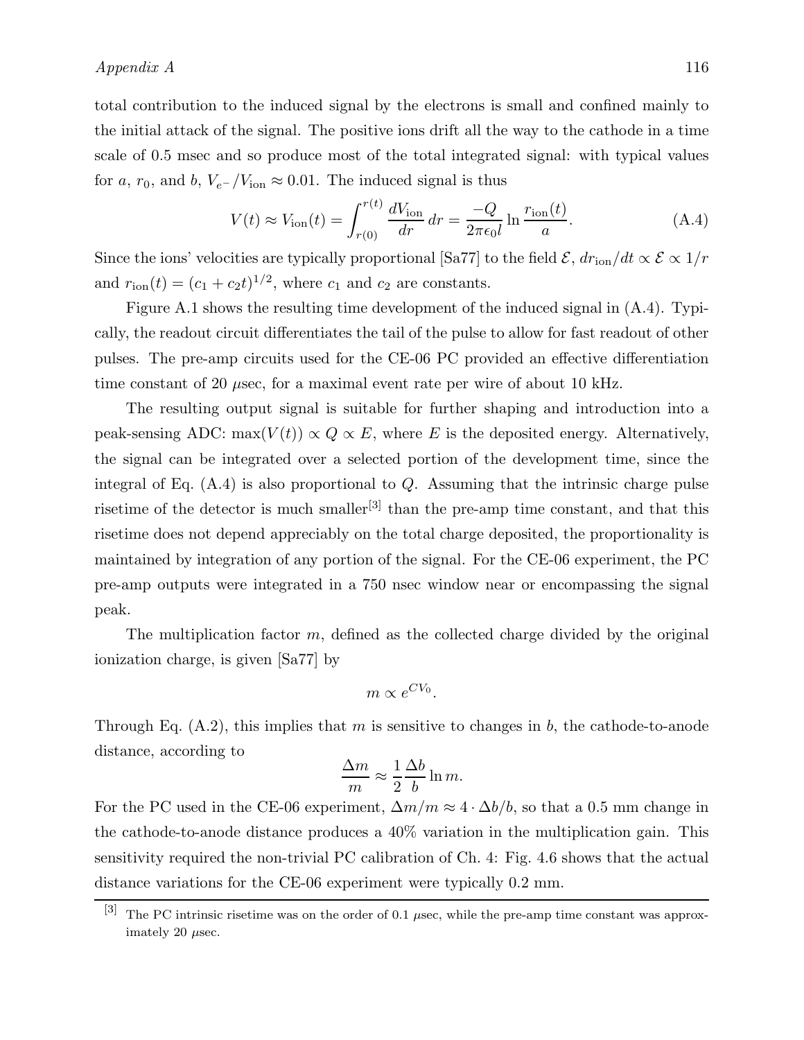total contribution to the induced signal by the electrons is small and confined mainly to the initial attack of the signal. The positive ions drift all the way to the cathode in a time scale of 0.5 msec and so produce most of the total integrated signal: with typical values for $a$, $r_0$, and $b$, $V_{e^-}/V_{\rm ion} \approx 0.01$. The induced signal is thus

$$V(t) \approx V_{\rm ion}(t) = \int_{r(0)}^{r(t)} \frac{dV_{\rm ion}}{dr}\, dr = \frac{-Q}{2\pi\epsilon_0 l} \ln \frac{r_{\rm ion}(t)}{a}. \tag{A.4}$$

Since the ions' velocities are typically proportional [Sa77] to the field $\mathcal{E}$, $dr_{\rm ion}/dt \propto \mathcal{E} \propto 1/r$ and $r_{\rm ion}(t) = (c_1 + c_2 t)^{1/2}$, where $c_1$ and $c_2$ are constants.

Figure A.1 shows the resulting time development of the induced signal in (A.4). Typically, the readout circuit differentiates the tail of the pulse to allow for fast readout of other pulses. The pre-amp circuits used for the CE-06 PC provided an effective differentiation time constant of 20 $\mu$sec, for a maximal event rate per wire of about 10 kHz.

The resulting output signal is suitable for further shaping and introduction into a peak-sensing ADC: $\max(V(t)) \propto Q \propto E$, where $E$ is the deposited energy. Alternatively, the signal can be integrated over a selected portion of the development time, since the integral of Eq. (A.4) is also proportional to $Q$. Assuming that the intrinsic charge pulse risetime of the detector is much smaller[3] than the pre-amp time constant, and that this risetime does not depend appreciably on the total charge deposited, the proportionality is maintained by integration of any portion of the signal. For the CE-06 experiment, the PC pre-amp outputs were integrated in a 750 nsec window near or encompassing the signal peak.

The multiplication factor $m$, defined as the collected charge divided by the original ionization charge, is given [Sa77] by

$$m \propto e^{CV_0}.$$

Through Eq. (A.2), this implies that $m$ is sensitive to changes in $b$, the cathode-to-anode distance, according to

$$\frac{\Delta m}{m} \approx \frac{1}{2}\frac{\Delta b}{b} \ln m.$$

For the PC used in the CE-06 experiment, $\Delta m/m \approx 4 \cdot \Delta b/b$, so that a 0.5 mm change in the cathode-to-anode distance produces a 40% variation in the multiplication gain. This sensitivity required the non-trivial PC calibration of Ch. 4: Fig. 4.6 shows that the actual distance variations for the CE-06 experiment were typically 0.2 mm.

---

[3] The PC intrinsic risetime was on the order of 0.1 $\mu$sec, while the pre-amp time constant was approximately 20 $\mu$sec.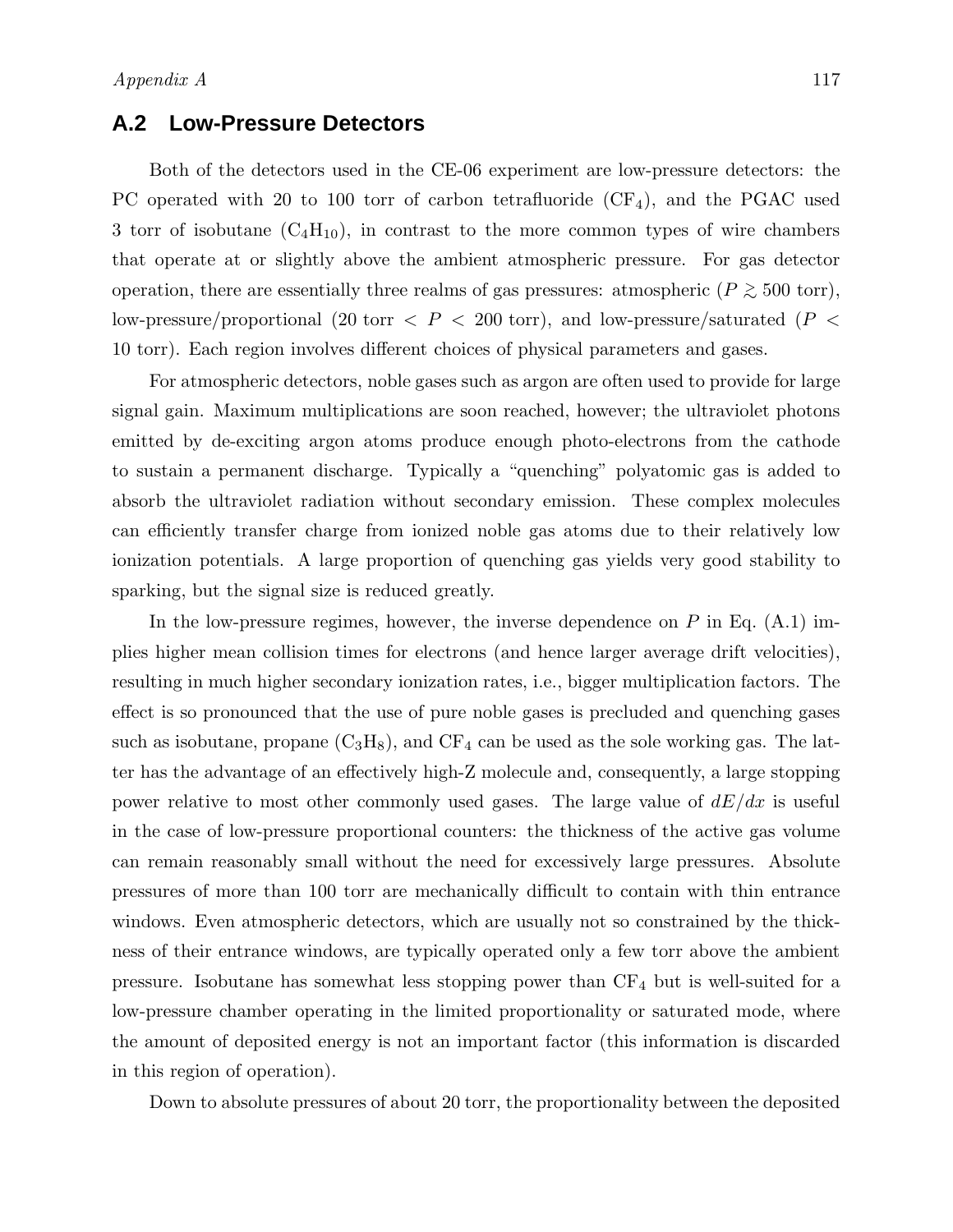## A.2 Low-Pressure Detectors

Both of the detectors used in the CE-06 experiment are low-pressure detectors: the PC operated with 20 to 100 torr of carbon tetrafluoride ($CF_4$), and the PGAC used 3 torr of isobutane ($C_4H_{10}$), in contrast to the more common types of wire chambers that operate at or slightly above the ambient atmospheric pressure. For gas detector operation, there are essentially three realms of gas pressures: atmospheric ($P \gtrsim 500$ torr), low-pressure/proportional (20 torr $< P <$ 200 torr), and low-pressure/saturated ($P <$ 10 torr). Each region involves different choices of physical parameters and gases.

For atmospheric detectors, noble gases such as argon are often used to provide for large signal gain. Maximum multiplications are soon reached, however; the ultraviolet photons emitted by de-exciting argon atoms produce enough photo-electrons from the cathode to sustain a permanent discharge. Typically a "quenching" polyatomic gas is added to absorb the ultraviolet radiation without secondary emission. These complex molecules can efficiently transfer charge from ionized noble gas atoms due to their relatively low ionization potentials. A large proportion of quenching gas yields very good stability to sparking, but the signal size is reduced greatly.

In the low-pressure regimes, however, the inverse dependence on $P$ in Eq. (A.1) implies higher mean collision times for electrons (and hence larger average drift velocities), resulting in much higher secondary ionization rates, i.e., bigger multiplication factors. The effect is so pronounced that the use of pure noble gases is precluded and quenching gases such as isobutane, propane ($C_3H_8$), and $CF_4$ can be used as the sole working gas. The latter has the advantage of an effectively high-Z molecule and, consequently, a large stopping power relative to most other commonly used gases. The large value of $dE/dx$ is useful in the case of low-pressure proportional counters: the thickness of the active gas volume can remain reasonably small without the need for excessively large pressures. Absolute pressures of more than 100 torr are mechanically difficult to contain with thin entrance windows. Even atmospheric detectors, which are usually not so constrained by the thickness of their entrance windows, are typically operated only a few torr above the ambient pressure. Isobutane has somewhat less stopping power than $CF_4$ but is well-suited for a low-pressure chamber operating in the limited proportionality or saturated mode, where the amount of deposited energy is not an important factor (this information is discarded in this region of operation).

Down to absolute pressures of about 20 torr, the proportionality between the deposited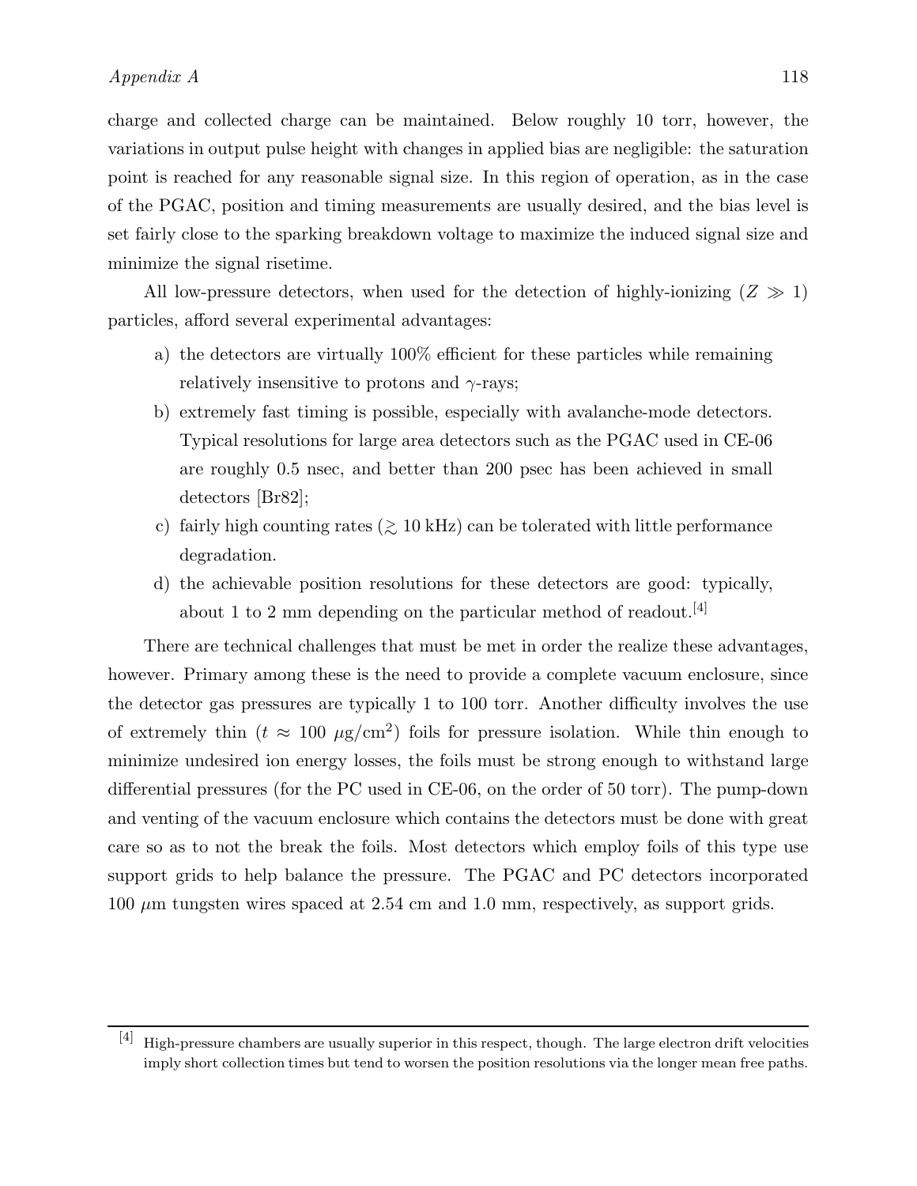charge and collected charge can be maintained. Below roughly 10 torr, however, the variations in output pulse height with changes in applied bias are negligible: the saturation point is reached for any reasonable signal size. In this region of operation, as in the case of the PGAC, position and timing measurements are usually desired, and the bias level is set fairly close to the sparking breakdown voltage to maximize the induced signal size and minimize the signal risetime.

All low-pressure detectors, when used for the detection of highly-ionizing ($Z \gg 1$) particles, afford several experimental advantages:

a) the detectors are virtually 100% efficient for these particles while remaining relatively insensitive to protons and $\gamma$-rays;
b) extremely fast timing is possible, especially with avalanche-mode detectors. Typical resolutions for large area detectors such as the PGAC used in CE-06 are roughly 0.5 nsec, and better than 200 psec has been achieved in small detectors [Br82];
c) fairly high counting rates ($\gtrsim 10$ kHz) can be tolerated with little performance degradation.
d) the achievable position resolutions for these detectors are good: typically, about 1 to 2 mm depending on the particular method of readout.[4]

There are technical challenges that must be met in order the realize these advantages, however. Primary among these is the need to provide a complete vacuum enclosure, since the detector gas pressures are typically 1 to 100 torr. Another difficulty involves the use of extremely thin ($t \approx 100$ $\mu$g/cm$^2$) foils for pressure isolation. While thin enough to minimize undesired ion energy losses, the foils must be strong enough to withstand large differential pressures (for the PC used in CE-06, on the order of 50 torr). The pump-down and venting of the vacuum enclosure which contains the detectors must be done with great care so as to not the break the foils. Most detectors which employ foils of this type use support grids to help balance the pressure. The PGAC and PC detectors incorporated 100 $\mu$m tungsten wires spaced at 2.54 cm and 1.0 mm, respectively, as support grids.

[4] High-pressure chambers are usually superior in this respect, though. The large electron drift velocities imply short collection times but tend to worsen the position resolutions via the longer mean free paths.